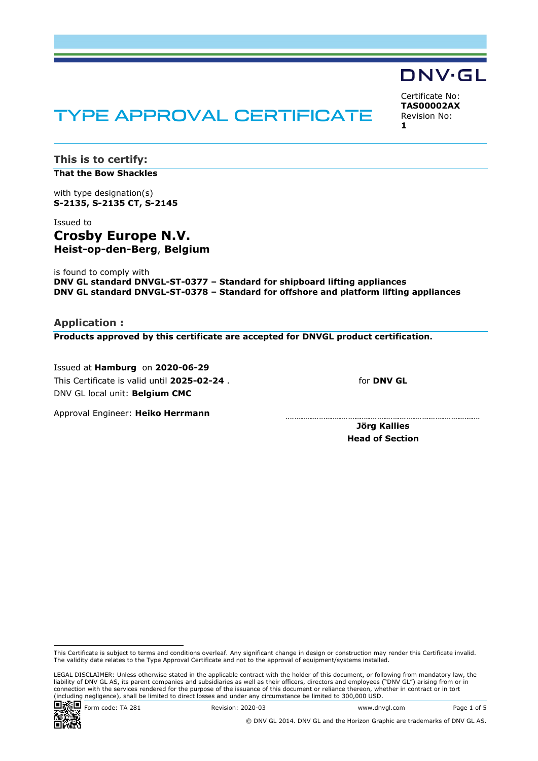DNV·GL

# TYPE APPROVAL CERTIFICATE

Certificate No:
**TAS00002AX**
Revision No:
**1**

## This is to certify:

**That the Bow Shackles**

with type designation(s)
**S-2135, S-2135 CT, S-2145**

Issued to

# Crosby Europe N.V.

**Heist-op-den-Berg**, **Belgium**

is found to comply with
**DNV GL standard DNVGL-ST-0377 – Standard for shipboard lifting appliances**
**DNV GL standard DNVGL-ST-0378 – Standard for offshore and platform lifting appliances**

## Application :

**Products approved by this certificate are accepted for DNVGL product certification.**

Issued at **Hamburg** on **2020-06-29**
This Certificate is valid until **2025-02-24** .
DNV GL local unit: **Belgium CMC**

Approval Engineer: **Heiko Herrmann**

for **DNV GL**

**Jörg Kallies**
**Head of Section**

This Certificate is subject to terms and conditions overleaf. Any significant change in design or construction may render this Certificate invalid. The validity date relates to the Type Approval Certificate and not to the approval of equipment/systems installed.

LEGAL DISCLAIMER: Unless otherwise stated in the applicable contract with the holder of this document, or following from mandatory law, the liability of DNV GL AS, its parent companies and subsidiaries as well as their officers, directors and employees ("DNV GL") arising from or in connection with the services rendered for the purpose of the issuance of this document or reliance thereon, whether in contract or in tort (including negligence), shall be limited to direct losses and under any circumstance be limited to 300,000 USD.

Form code: TA 281 Revision: 2020-03 www.dnvgl.com

© DNV GL 2014. DNV GL and the Horizon Graphic are trademarks of DNV GL AS.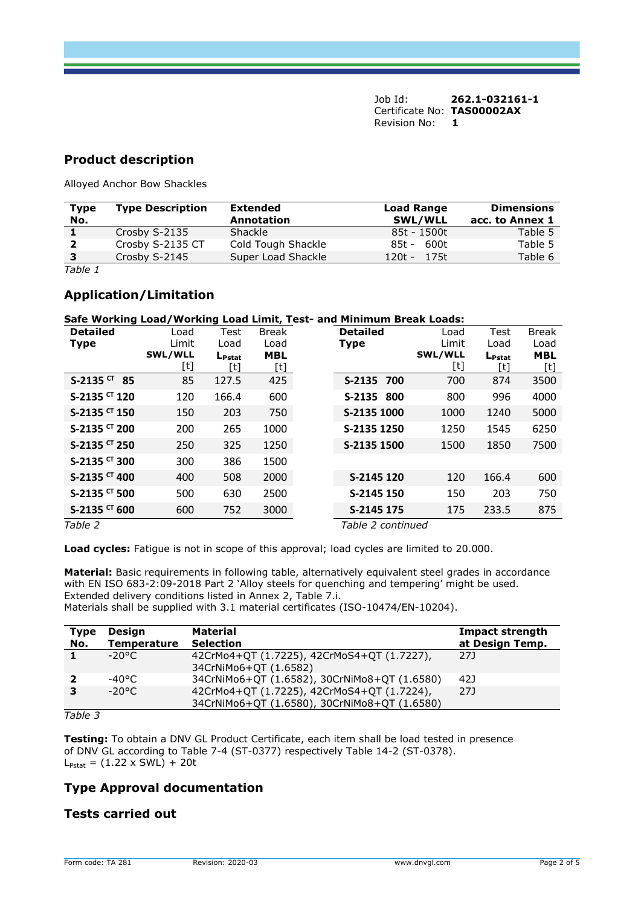Job Id: **262.1-032161-1**
Certificate No: **TAS00002AX**
Revision No: **1**

## Product description

Alloyed Anchor Bow Shackles

| Type No. | Type Description | Extended Annotation | Load Range SWL/WLL | Dimensions acc. to Annex 1 |
|---|---|---|---|---|
| **1** | Crosby S-2135 | Shackle | 85t - 1500t | Table 5 |
| **2** | Crosby S-2135 CT | Cold Tough Shackle | 85t - 600t | Table 5 |
| **3** | Crosby S-2145 | Super Load Shackle | 120t - 175t | Table 6 |

*Table 1*

## Application/Limitation

**Safe Working Load/Working Load Limit, Test- and Minimum Break Loads:**

| Detailed Type | Load Limit SWL/WLL [t] | Test Load $L_{Pstat}$ [t] | Break Load MBL [t] |
|---|---|---|---|
| **S-2135 CT 85** | 85 | 127.5 | 425 |
| **S-2135 CT 120** | 120 | 166.4 | 600 |
| **S-2135 CT 150** | 150 | 203 | 750 |
| **S-2135 CT 200** | 200 | 265 | 1000 |
| **S-2135 CT 250** | 250 | 325 | 1250 |
| **S-2135 CT 300** | 300 | 386 | 1500 |
| **S-2135 CT 400** | 400 | 508 | 2000 |
| **S-2135 CT 500** | 500 | 630 | 2500 |
| **S-2135 CT 600** | 600 | 752 | 3000 |

*Table 2*

| Detailed Type | Load Limit SWL/WLL [t] | Test Load $L_{Pstat}$ [t] | Break Load MBL [t] |
|---|---|---|---|
| **S-2135 700** | 700 | 874 | 3500 |
| **S-2135 800** | 800 | 996 | 4000 |
| **S-2135 1000** | 1000 | 1240 | 5000 |
| **S-2135 1250** | 1250 | 1545 | 6250 |
| **S-2135 1500** | 1500 | 1850 | 7500 |
| **S-2145 120** | 120 | 166.4 | 600 |
| **S-2145 150** | 150 | 203 | 750 |
| **S-2145 175** | 175 | 233.5 | 875 |

*Table 2 continued*

**Load cycles:** Fatigue is not in scope of this approval; load cycles are limited to 20.000.

**Material:** Basic requirements in following table, alternatively equivalent steel grades in accordance with EN ISO 683-2:09-2018 Part 2 'Alloy steels for quenching and tempering' might be used. Extended delivery conditions listed in Annex 2, Table 7.i.
Materials shall be supplied with 3.1 material certificates (ISO-10474/EN-10204).

| Type No. | Design Temperature | Material Selection | Impact strength at Design Temp. |
|---|---|---|---|
| **1** | -20°C | 42CrMo4+QT (1.7225), 42CrMoS4+QT (1.7227), 34CrNiMo6+QT (1.6582) | 27J |
| **2** | -40°C | 34CrNiMo6+QT (1.6582), 30CrNiMo8+QT (1.6580) | 42J |
| **3** | -20°C | 42CrMo4+QT (1.7225), 42CrMoS4+QT (1.7224), 34CrNiMo6+QT (1.6580), 30CrNiMo8+QT (1.6580) | 27J |

*Table 3*

**Testing:** To obtain a DNV GL Product Certificate, each item shall be load tested in presence of DNV GL according to Table 7-4 (ST-0377) respectively Table 14-2 (ST-0378).
$L_{Pstat} = (1.22 \times SWL) + 20t$

## Type Approval documentation

## Tests carried out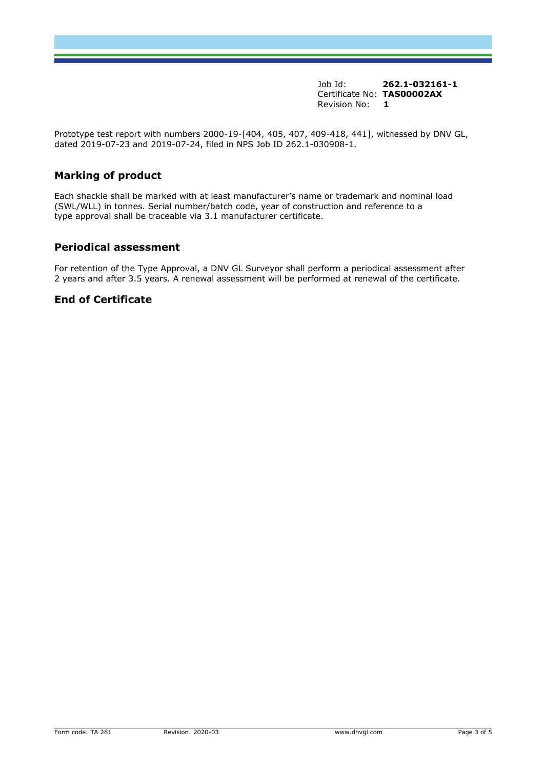Job Id: **262.1-032161-1**
Certificate No: **TAS00002AX**
Revision No: **1**

Prototype test report with numbers 2000-19-[404, 405, 407, 409-418, 441], witnessed by DNV GL, dated 2019-07-23 and 2019-07-24, filed in NPS Job ID 262.1-030908-1.

## Marking of product

Each shackle shall be marked with at least manufacturer's name or trademark and nominal load (SWL/WLL) in tonnes. Serial number/batch code, year of construction and reference to a type approval shall be traceable via 3.1 manufacturer certificate.

## Periodical assessment

For retention of the Type Approval, a DNV GL Surveyor shall perform a periodical assessment after 2 years and after 3.5 years. A renewal assessment will be performed at renewal of the certificate.

## End of Certificate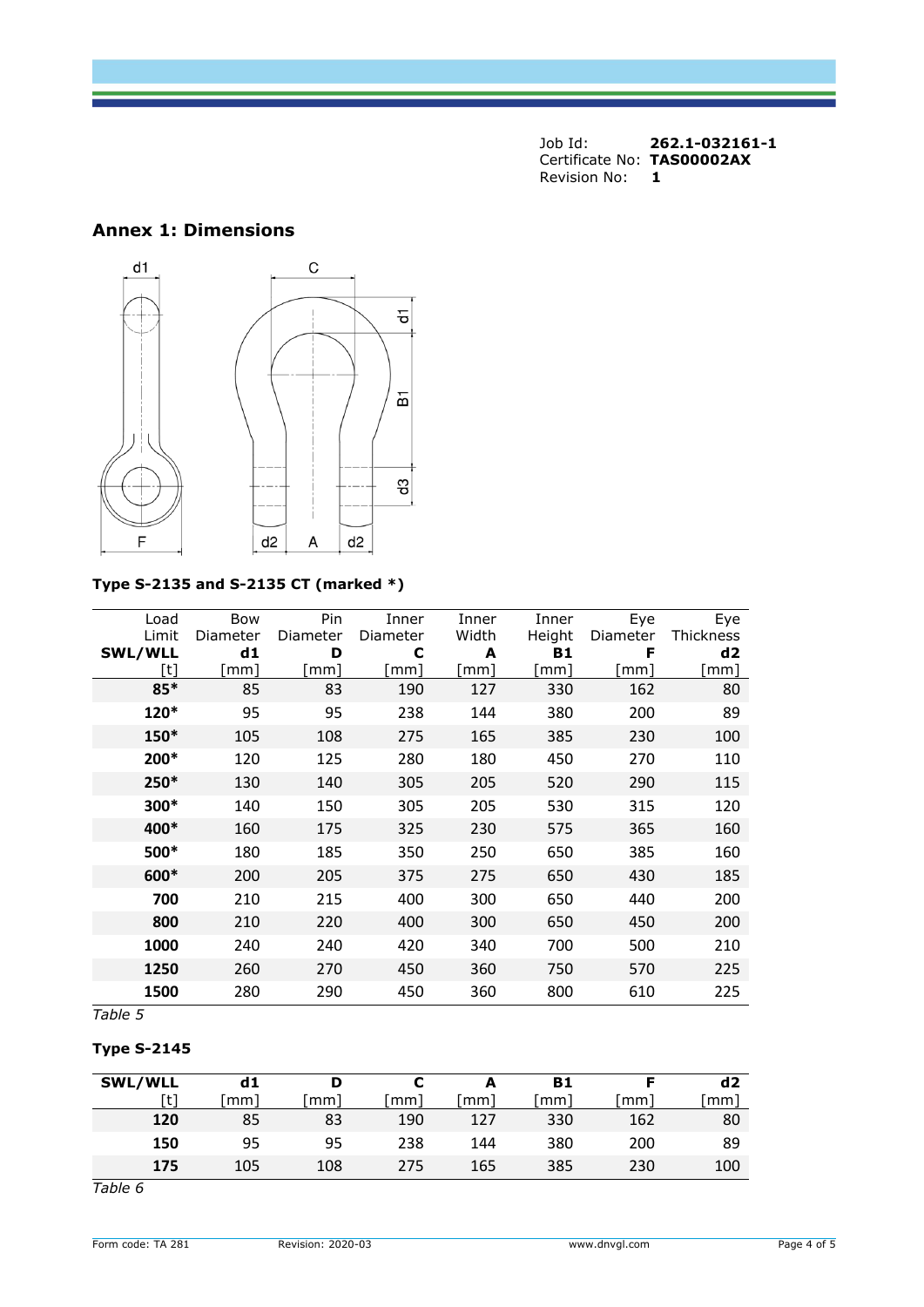Job Id: **262.1-032161-1**
Certificate No: **TAS00002AX**
Revision No: **1**

## Annex 1: Dimensions

### Type S-2135 and S-2135 CT (marked *)

| Load Limit **SWL/WLL** [t] | Bow Diameter **d1** [mm] | Pin Diameter **D** [mm] | Inner Diameter **C** [mm] | Inner Width **A** [mm] | Inner Height **B1** [mm] | Eye Diameter **F** [mm] | Eye Thickness **d2** [mm] |
|---|---|---|---|---|---|---|---|
| **85*** | 85 | 83 | 190 | 127 | 330 | 162 | 80 |
| **120*** | 95 | 95 | 238 | 144 | 380 | 200 | 89 |
| **150*** | 105 | 108 | 275 | 165 | 385 | 230 | 100 |
| **200*** | 120 | 125 | 280 | 180 | 450 | 270 | 110 |
| **250*** | 130 | 140 | 305 | 205 | 520 | 290 | 115 |
| **300*** | 140 | 150 | 305 | 205 | 530 | 315 | 120 |
| **400*** | 160 | 175 | 325 | 230 | 575 | 365 | 160 |
| **500*** | 180 | 185 | 350 | 250 | 650 | 385 | 160 |
| **600*** | 200 | 205 | 375 | 275 | 650 | 430 | 185 |
| **700** | 210 | 215 | 400 | 300 | 650 | 440 | 200 |
| **800** | 210 | 220 | 400 | 300 | 650 | 450 | 200 |
| **1000** | 240 | 240 | 420 | 340 | 700 | 500 | 210 |
| **1250** | 260 | 270 | 450 | 360 | 750 | 570 | 225 |
| **1500** | 280 | 290 | 450 | 360 | 800 | 610 | 225 |

*Table 5*

### Type S-2145

| **SWL/WLL** [t] | **d1** [mm] | **D** [mm] | **C** [mm] | **A** [mm] | **B1** [mm] | **F** [mm] | **d2** [mm] |
|---|---|---|---|---|---|---|---|
| **120** | 85 | 83 | 190 | 127 | 330 | 162 | 80 |
| **150** | 95 | 95 | 238 | 144 | 380 | 200 | 89 |
| **175** | 105 | 108 | 275 | 165 | 385 | 230 | 100 |

*Table 6*

Form code: TA 281 Revision: 2020-03 www.dnvgl.com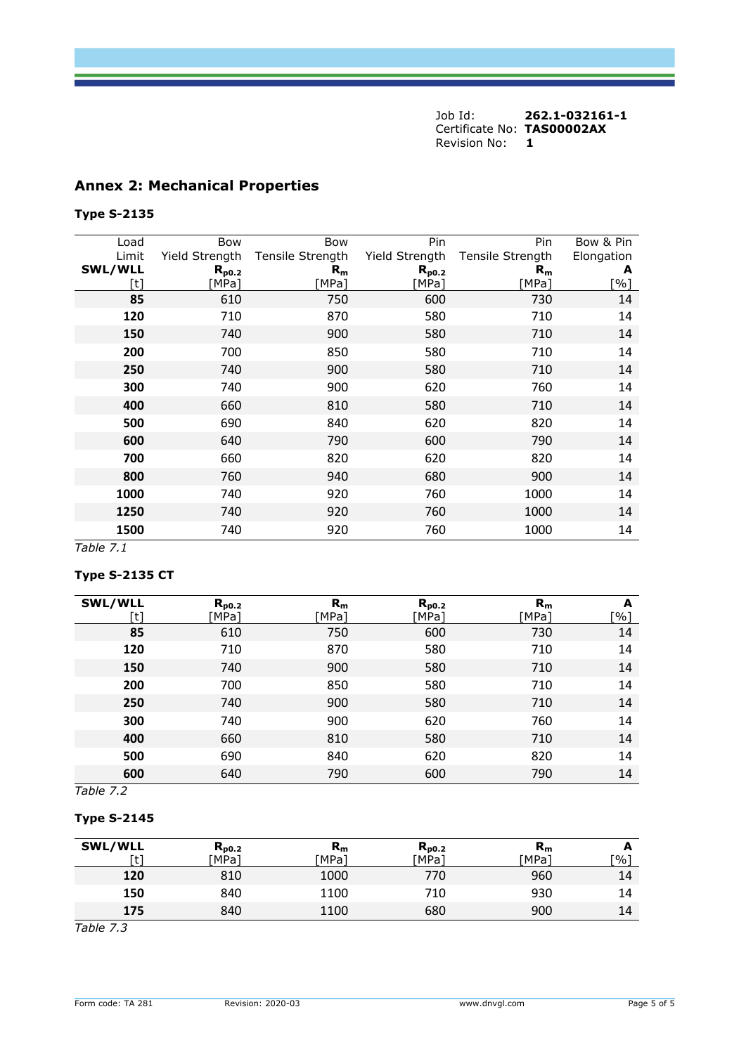Job Id: **262.1-032161-1**
Certificate No: **TAS00002AX**
Revision No: **1**

## Annex 2: Mechanical Properties

### Type S-2135

| Load Limit **SWL/WLL** [t] | Bow Yield Strength $R_{p0.2}$ [MPa] | Bow Tensile Strength $R_m$ [MPa] | Pin Yield Strength $R_{p0.2}$ [MPa] | Pin Tensile Strength $R_m$ [MPa] | Bow & Pin Elongation **A** [%] |
|---|---|---|---|---|---|
| **85** | 610 | 750 | 600 | 730 | 14 |
| **120** | 710 | 870 | 580 | 710 | 14 |
| **150** | 740 | 900 | 580 | 710 | 14 |
| **200** | 700 | 850 | 580 | 710 | 14 |
| **250** | 740 | 900 | 580 | 710 | 14 |
| **300** | 740 | 900 | 620 | 760 | 14 |
| **400** | 660 | 810 | 580 | 710 | 14 |
| **500** | 690 | 840 | 620 | 820 | 14 |
| **600** | 640 | 790 | 600 | 790 | 14 |
| **700** | 660 | 820 | 620 | 820 | 14 |
| **800** | 760 | 940 | 680 | 900 | 14 |
| **1000** | 740 | 920 | 760 | 1000 | 14 |
| **1250** | 740 | 920 | 760 | 1000 | 14 |
| **1500** | 740 | 920 | 760 | 1000 | 14 |

*Table 7.1*

### Type S-2135 CT

| **SWL/WLL** [t] | $R_{p0.2}$ [MPa] | $R_m$ [MPa] | $R_{p0.2}$ [MPa] | $R_m$ [MPa] | **A** [%] |
|---|---|---|---|---|---|
| **85** | 610 | 750 | 600 | 730 | 14 |
| **120** | 710 | 870 | 580 | 710 | 14 |
| **150** | 740 | 900 | 580 | 710 | 14 |
| **200** | 700 | 850 | 580 | 710 | 14 |
| **250** | 740 | 900 | 580 | 710 | 14 |
| **300** | 740 | 900 | 620 | 760 | 14 |
| **400** | 660 | 810 | 580 | 710 | 14 |
| **500** | 690 | 840 | 620 | 820 | 14 |
| **600** | 640 | 790 | 600 | 790 | 14 |

*Table 7.2*

### Type S-2145

| **SWL/WLL** [t] | $R_{p0.2}$ [MPa] | $R_m$ [MPa] | $R_{p0.2}$ [MPa] | $R_m$ [MPa] | **A** [%] |
|---|---|---|---|---|---|
| **120** | 810 | 1000 | 770 | 960 | 14 |
| **150** | 840 | 1100 | 710 | 930 | 14 |
| **175** | 840 | 1100 | 680 | 900 | 14 |

*Table 7.3*